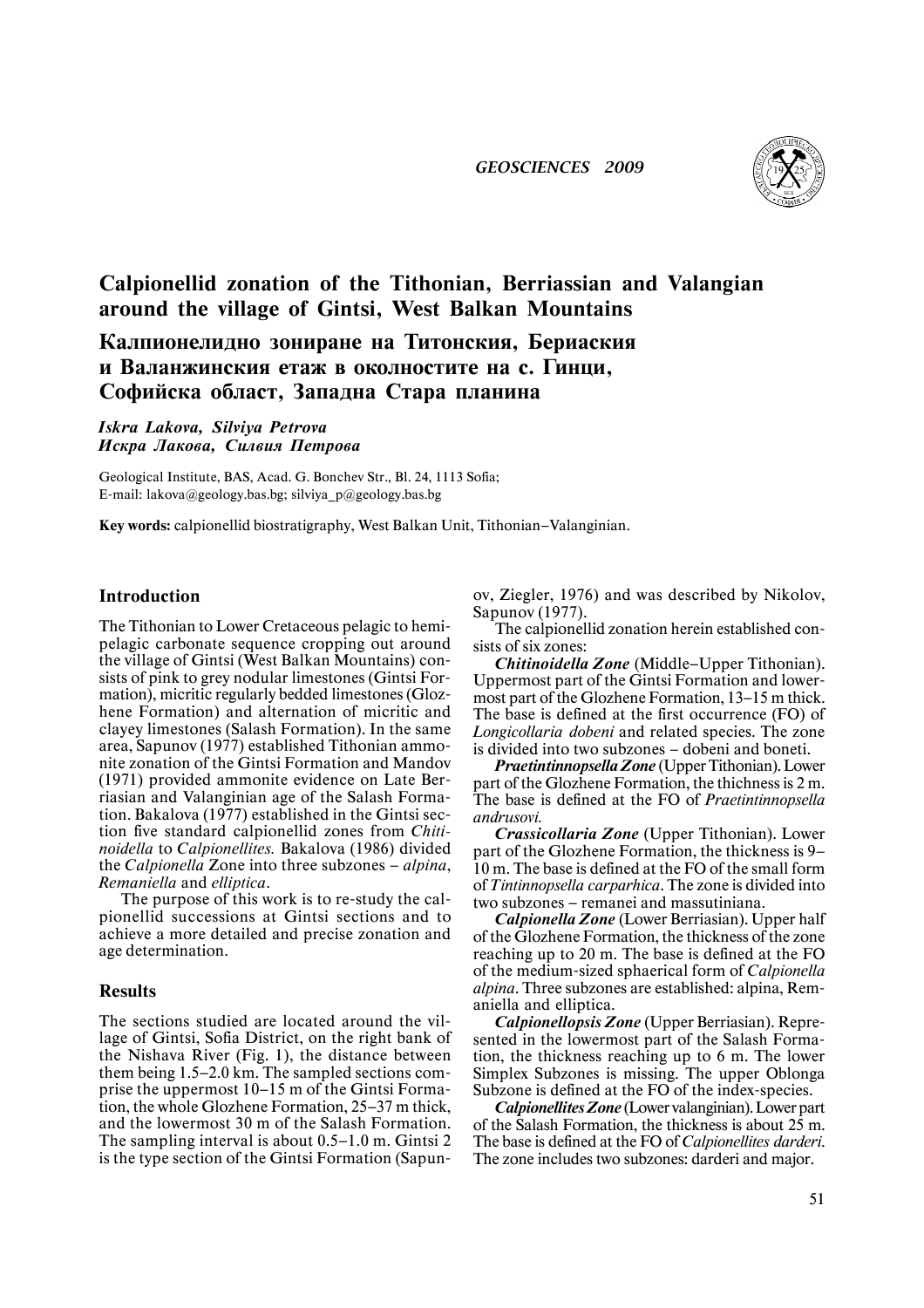# Calpionellid zonation of the Tithonian, Berriassian and Valangian around the village of Gintsi, West Balkan Mountains

# Калпионелидно зониране на Титонския, Бериаския и Валанжинския етаж в околностите на с. Гинци, Софийска област, Западна Стара планина

*Iskra Lakova, Silviya Petrova*
*Искра Лакова, Силвия Петрова*

Geological Institute, BAS, Acad. G. Bonchev Str., Bl. 24, 1113 Sofia;
E-mail: lakova@geology.bas.bg; silviya_p@geology.bas.bg

**Key words:** calpionellid biostratigraphy, West Balkan Unit, Tithonian–Valanginian.

## Introduction

The Tithonian to Lower Cretaceous pelagic to hemipelagic carbonate sequence cropping out around the village of Gintsi (West Balkan Mountains) consists of pink to grey nodular limestones (Gintsi Formation), micritic regularly bedded limestones (Glozhene Formation) and alternation of micritic and clayey limestones (Salash Formation). In the same area, Sapunov (1977) established Tithonian ammonite zonation of the Gintsi Formation and Mandov (1971) provided ammonite evidence on Late Berriasian and Valanginian age of the Salash Formation. Bakalova (1977) established in the Gintsi section five standard calpionellid zones from *Chitinoidella* to *Calpionellites.* Bakalova (1986) divided the *Calpionella* Zone into three subzones – *alpina*, *Remaniella* and *elliptica*.

The purpose of this work is to re-study the calpionellid successions at Gintsi sections and to achieve a more detailed and precise zonation and age determination.

## Results

The sections studied are located around the village of Gintsi, Sofia District, on the right bank of the Nishava River (Fig. 1), the distance between them being 1.5–2.0 km. The sampled sections comprise the uppermost 10–15 m of the Gintsi Formation, the whole Glozhene Formation, 25–37 m thick, and the lowermost 30 m of the Salash Formation. The sampling interval is about 0.5–1.0 m. Gintsi 2 is the type section of the Gintsi Formation (Sapunov, Ziegler, 1976) and was described by Nikolov, Sapunov (1977).

The calpionellid zonation herein established consists of six zones:

***Chitinoidella Zone*** (Middle–Upper Tithonian). Uppermost part of the Gintsi Formation and lowermost part of the Glozhene Formation, 13–15 m thick. The base is defined at the first occurrence (FO) of *Longicollaria dobeni* and related species. The zone is divided into two subzones – dobeni and boneti.

***Praetintinnopsella Zone*** (Upper Tithonian). Lower part of the Glozhene Formation, the thickness is 2 m. The base is defined at the FO of *Praetintinnopsella andrusovi.*

***Crassicollaria Zone*** (Upper Tithonian). Lower part of the Glozhene Formation, the thickness is 9–10 m. The base is defined at the FO of the small form of *Tintinnopsella carparhica*. The zone is divided into two subzones – remanei and massutiniana.

***Calpionella Zone*** (Lower Berriasian). Upper half of the Glozhene Formation, the thickness of the zone reaching up to 20 m. The base is defined at the FO of the medium-sized sphaerical form of *Calpionella alpina*. Three subzones are established: alpina, Remaniella and elliptica.

***Calpionellopsis Zone*** (Upper Berriasian). Represented in the lowermost part of the Salash Formation, the thickness reaching up to 6 m. The lower Simplex Subzones is missing. The upper Oblonga Subzone is defined at the FO of the index-species.

***Calpionellites Zone*** (Lower valanginian). Lower part of the Salash Formation, the thickness is about 25 m. The base is defined at the FO of *Calpionellites darderi*. The zone includes two subzones: darderi and major.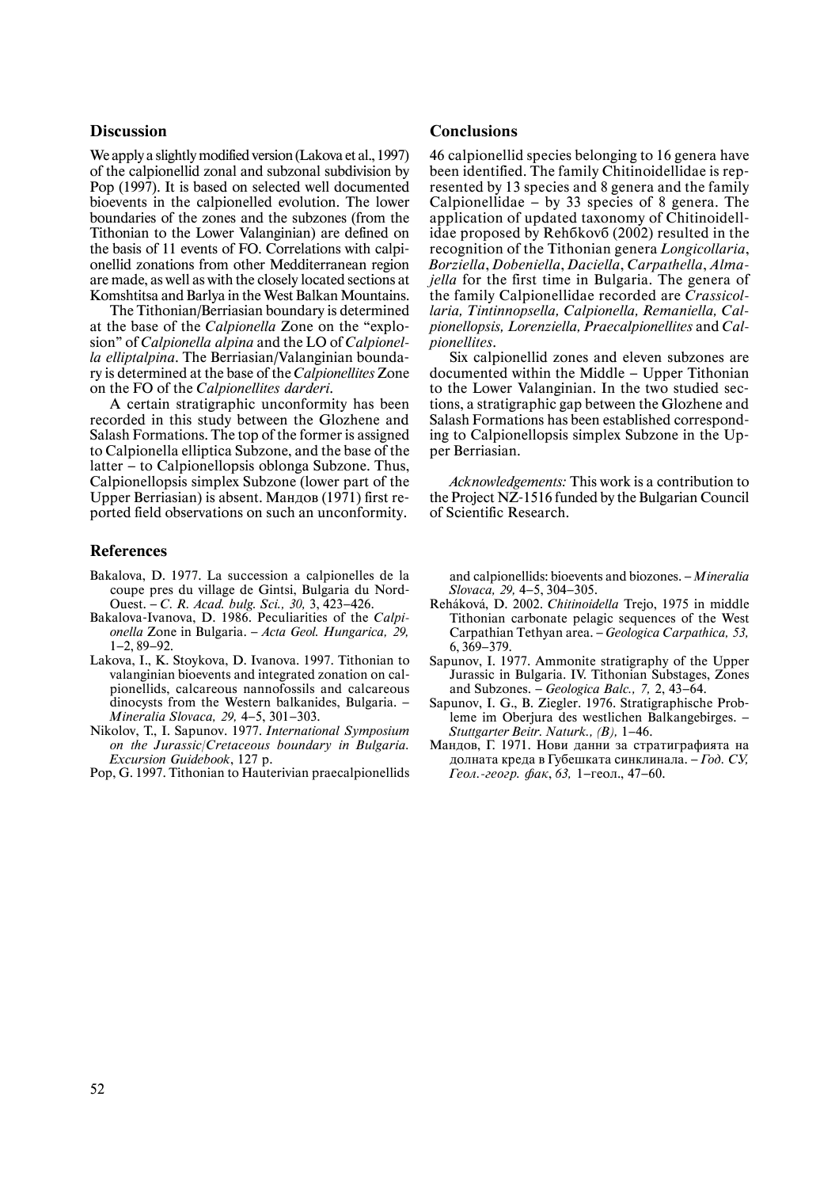## Discussion

We apply a slightly modified version (Lakova et al., 1997) of the calpionellid zonal and subzonal subdivision by Pop (1997). It is based on selected well documented bioevents in the calpionelled evolution. The lower boundaries of the zones and the subzones (from the Tithonian to the Lower Valanginian) are defined on the basis of 11 events of FO. Correlations with calpionellid zonations from other Medditerranean region are made, as well as with the closely located sections at Komshtitsa and Barlya in the West Balkan Mountains.

The Tithonian/Berriasian boundary is determined at the base of the *Calpionella* Zone on the "explosion" of *Calpionella alpina* and the LO of *Calpionella elliptalpina*. The Berriasian/Valanginian boundary is determined at the base of the *Calpionellites* Zone on the FO of the *Calpionellites darderi*.

A certain stratigraphic unconformity has been recorded in this study between the Glozhene and Salash Formations. The top of the former is assigned to Calpionella elliptica Subzone, and the base of the latter – to Calpionellopsis oblonga Subzone. Thus, Calpionellopsis simplex Subzone (lower part of the Upper Berriasian) is absent. Мандов (1971) first reported field observations on such an unconformity.

## Conclusions

46 calpionellid species belonging to 16 genera have been identified. The family Chitinoidellidae is represented by 13 species and 8 genera and the family Calpionellidae – by 33 species of 8 genera. The application of updated taxonomy of Chitinoidellidae proposed by Rehбkovб (2002) resulted in the recognition of the Tithonian genera *Longicollaria*, *Borziella*, *Dobeniella*, *Daciella*, *Carpathella*, *Almajella* for the first time in Bulgaria. The genera of the family Calpionellidae recorded are *Crassicollaria, Tintinnopsella, Calpionella, Remaniella, Calpionellopsis, Lorenziella, Praecalpionellites* and *Calpionellites*.

Six calpionellid zones and eleven subzones are documented within the Middle – Upper Tithonian to the Lower Valanginian. In the two studied sections, a stratigraphic gap between the Glozhene and Salash Formations has been established corresponding to Calpionellopsis simplex Subzone in the Upper Berriasian.

*Acknowledgements:* This work is a contribution to the Project NZ-1516 funded by the Bulgarian Council of Scientific Research.

## References

Bakalova, D. 1977. La succession a calpionelles de la coupe pres du village de Gintsi, Bulgaria du Nord-Ouest. – *C. R. Acad. bulg. Sci., 30,* 3, 423–426.

Bakalova-Ivanova, D. 1986. Peculiarities of the *Calpionella* Zone in Bulgaria. – *Acta Geol. Hungarica, 29,* 1–2, 89–92.

Lakova, I., K. Stoykova, D. Ivanova. 1997. Tithonian to valanginian bioevents and integrated zonation on calpionellids, calcareous nannofossils and calcareous dinocysts from the Western balkanides, Bulgaria. – *Mineralia Slovaca, 29,* 4–5, 301–303.

Nikolov, T., I. Sapunov. 1977. *International Symposium on the Jurassic/Cretaceous boundary in Bulgaria. Excursion Guidebook*, 127 p.

Pop, G. 1997. Tithonian to Hauterivian praecalpionellids and calpionellids: bioevents and biozones. – *Mineralia Slovaca, 29,* 4–5, 304–305.

Reháková, D. 2002. *Chitinoidella* Trejo, 1975 in middle Tithonian carbonate pelagic sequences of the West Carpathian Tethyan area. – *Geologica Carpathica, 53,* 6, 369–379.

Sapunov, I. 1977. Ammonite stratigraphy of the Upper Jurassic in Bulgaria. IV. Tithonian Substages, Zones and Subzones. – *Geologica Balc., 7,* 2, 43–64.

Sapunov, I. G., B. Ziegler. 1976. Stratigraphische Probleme im Oberjura des westlichen Balkangebirges. – *Stuttgarter Beitr. Naturk., (B),* 1–46.

Мандов, Г. 1971. Нови данни за стратиграфията на долната креда в Губешката синклинала. – *Год. СУ, Геол.-геогр. фак, 63,* 1–геол., 47–60.